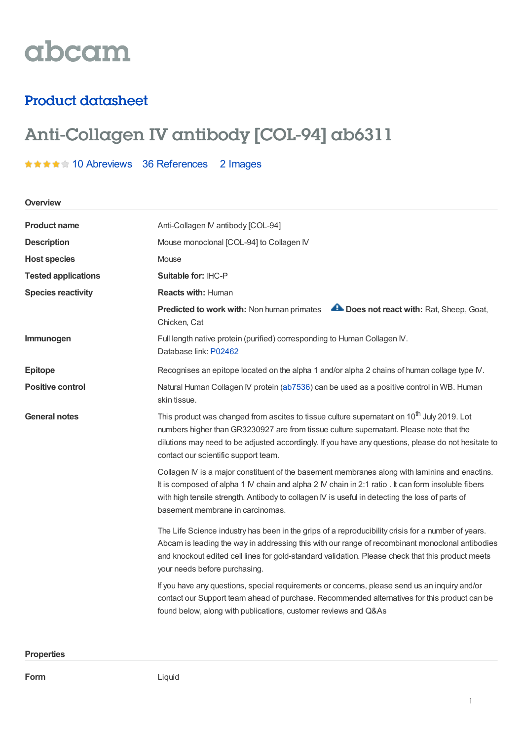abcam

## Product datasheet

# Anti-Collagen IV antibody [COL-94] ab6311

10 Abreviews 36 References 2 Images

### Overview

| | |
|---|---|
| **Product name** | Anti-Collagen IV antibody [COL-94] |
| **Description** | Mouse monoclonal [COL-94] to Collagen IV |
| **Host species** | Mouse |
| **Tested applications** | **Suitable for:** IHC-P |
| **Species reactivity** | **Reacts with:** Human |
| | **Predicted to work with:** Non human primates **Does not react with:** Rat, Sheep, Goat, Chicken, Cat |
| **Immunogen** | Full length native protein (purified) corresponding to Human Collagen IV. Database link: P02462 |
| **Epitope** | Recognises an epitope located on the alpha 1 and/or alpha 2 chains of human collage type IV. |
| **Positive control** | Natural Human Collagen IV protein (ab7536) can be used as a positive control in WB. Human skin tissue. |
| **General notes** | This product was changed from ascites to tissue culture supernatant on 10th July 2019. Lot numbers higher than GR3230927 are from tissue culture supernatant. Please note that the dilutions may need to be adjusted accordingly. If you have any questions, please do not hesitate to contact our scientific support team. |

Collagen IV is a major constituent of the basement membranes along with laminins and enactins. It is composed of alpha 1 IV chain and alpha 2 IV chain in 2:1 ratio . It can form insoluble fibers with high tensile strength. Antibody to collagen IV is useful in detecting the loss of parts of basement membrane in carcinomas.

The Life Science industry has been in the grips of a reproducibility crisis for a number of years. Abcam is leading the way in addressing this with our range of recombinant monoclonal antibodies and knockout edited cell lines for gold-standard validation. Please check that this product meets your needs before purchasing.

If you have any questions, special requirements or concerns, please send us an inquiry and/or contact our Support team ahead of purchase. Recommended alternatives for this product can be found below, along with publications, customer reviews and Q&As

### Properties

| | |
|---|---|
| **Form** | Liquid |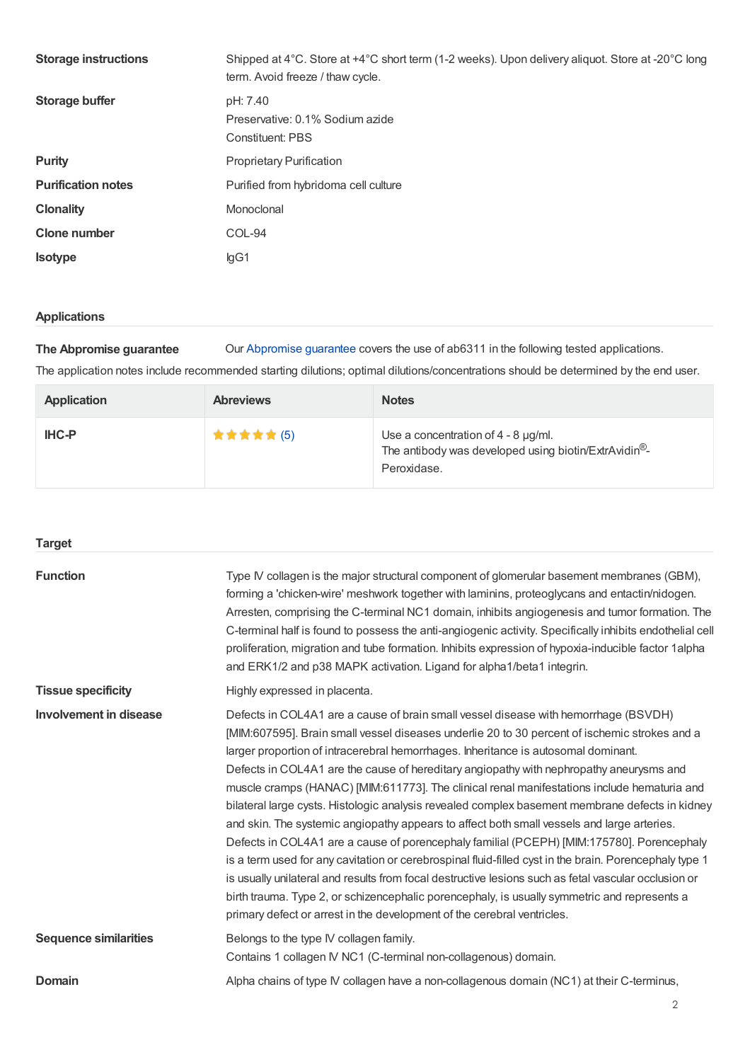**Storage instructions** Shipped at 4°C. Store at +4°C short term (1-2 weeks). Upon delivery aliquot. Store at -20°C long term. Avoid freeze / thaw cycle.

**Storage buffer** pH: 7.40
Preservative: 0.1% Sodium azide
Constituent: PBS

**Purity** Proprietary Purification

**Purification notes** Purified from hybridoma cell culture

**Clonality** Monoclonal

**Clone number** COL-94

**Isotype** IgG1

## Applications

**The Abpromise guarantee** Our Abpromise guarantee covers the use of ab6311 in the following tested applications.

The application notes include recommended starting dilutions; optimal dilutions/concentrations should be determined by the end user.

| Application | Abreviews | Notes |
| --- | --- | --- |
| IHC-P | ★★★★★ (5) | Use a concentration of 4 - 8 µg/ml.<br>The antibody was developed using biotin/ExtrAvidin®-Peroxidase. |

## Target

**Function** Type IV collagen is the major structural component of glomerular basement membranes (GBM), forming a 'chicken-wire' meshwork together with laminins, proteoglycans and entactin/nidogen. Arresten, comprising the C-terminal NC1 domain, inhibits angiogenesis and tumor formation. The C-terminal half is found to possess the anti-angiogenic activity. Specifically inhibits endothelial cell proliferation, migration and tube formation. Inhibits expression of hypoxia-inducible factor 1alpha and ERK1/2 and p38 MAPK activation. Ligand for alpha1/beta1 integrin.

**Tissue specificity** Highly expressed in placenta.

**Involvement in disease** Defects in COL4A1 are a cause of brain small vessel disease with hemorrhage (BSVDH) [MIM:607595]. Brain small vessel diseases underlie 20 to 30 percent of ischemic strokes and a larger proportion of intracerebral hemorrhages. Inheritance is autosomal dominant.
Defects in COL4A1 are the cause of hereditary angiopathy with nephropathy aneurysms and muscle cramps (HANAC) [MIM:611773]. The clinical renal manifestations include hematuria and bilateral large cysts. Histologic analysis revealed complex basement membrane defects in kidney and skin. The systemic angiopathy appears to affect both small vessels and large arteries.
Defects in COL4A1 are a cause of porencephaly familial (PCEPH) [MIM:175780]. Porencephaly is a term used for any cavitation or cerebrospinal fluid-filled cyst in the brain. Porencephaly type 1 is usually unilateral and results from focal destructive lesions such as fetal vascular occlusion or birth trauma. Type 2, or schizencephalic porencephaly, is usually symmetric and represents a primary defect or arrest in the development of the cerebral ventricles.

**Sequence similarities** Belongs to the type IV collagen family.
Contains 1 collagen IV NC1 (C-terminal non-collagenous) domain.

**Domain** Alpha chains of type IV collagen have a non-collagenous domain (NC1) at their C-terminus,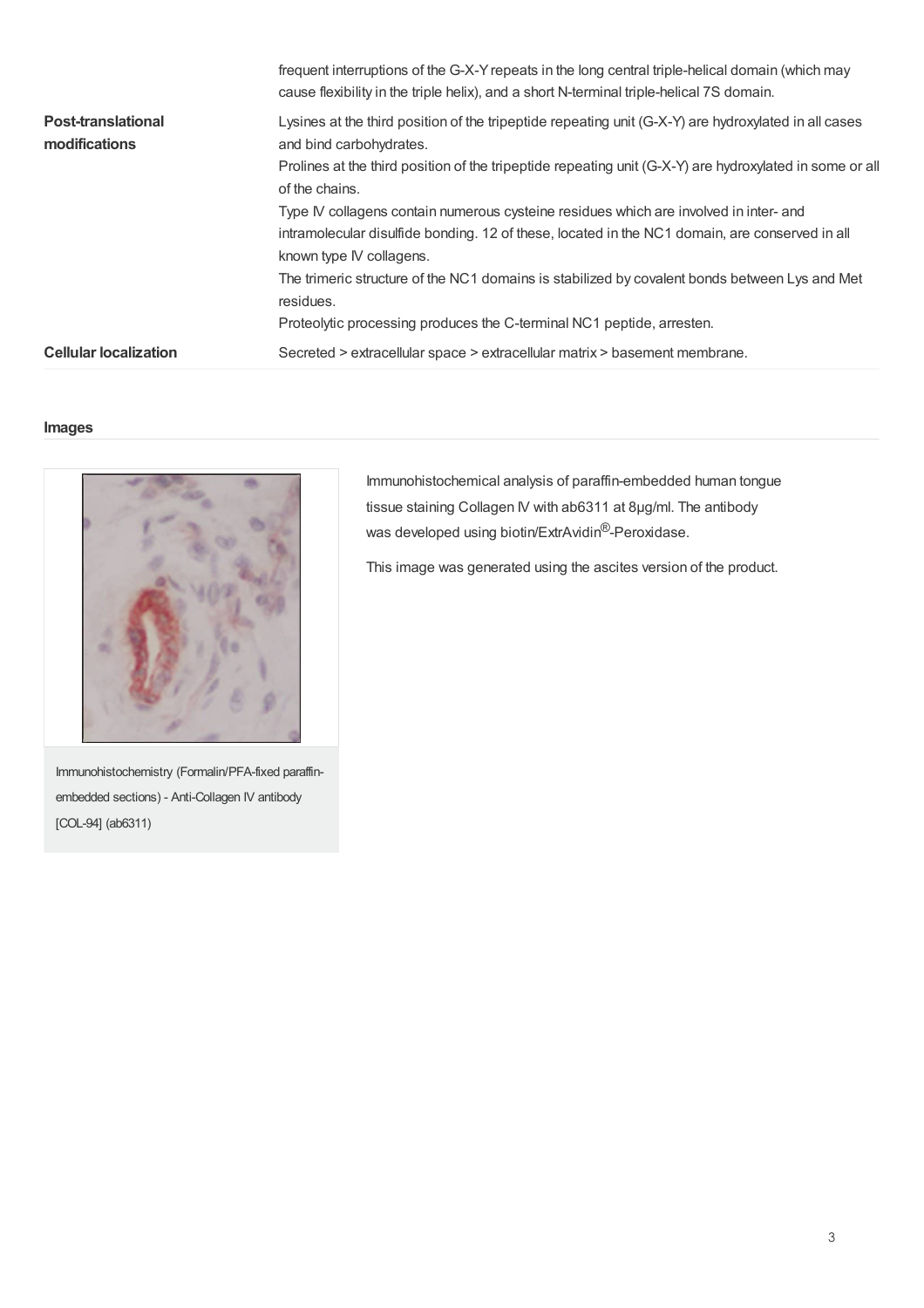frequent interruptions of the G-X-Y repeats in the long central triple-helical domain (which may cause flexibility in the triple helix), and a short N-terminal triple-helical 7S domain.

| | |
|---|---|
| **Post-translational modifications** | Lysines at the third position of the tripeptide repeating unit (G-X-Y) are hydroxylated in all cases and bind carbohydrates.<br>Prolines at the third position of the tripeptide repeating unit (G-X-Y) are hydroxylated in some or all of the chains.<br>Type IV collagens contain numerous cysteine residues which are involved in inter- and intramolecular disulfide bonding. 12 of these, located in the NC1 domain, are conserved in all known type IV collagens.<br>The trimeric structure of the NC1 domains is stabilized by covalent bonds between Lys and Met residues.<br>Proteolytic processing produces the C-terminal NC1 peptide, arresten. |
| **Cellular localization** | Secreted > extracellular space > extracellular matrix > basement membrane. |

## Images

Immunohistochemistry (Formalin/PFA-fixed paraffin-embedded sections) - Anti-Collagen IV antibody [COL-94] (ab6311)

Immunohistochemical analysis of paraffin-embedded human tongue tissue staining Collagen IV with ab6311 at 8µg/ml. The antibody was developed using biotin/ExtrAvidin®-Peroxidase.

This image was generated using the ascites version of the product.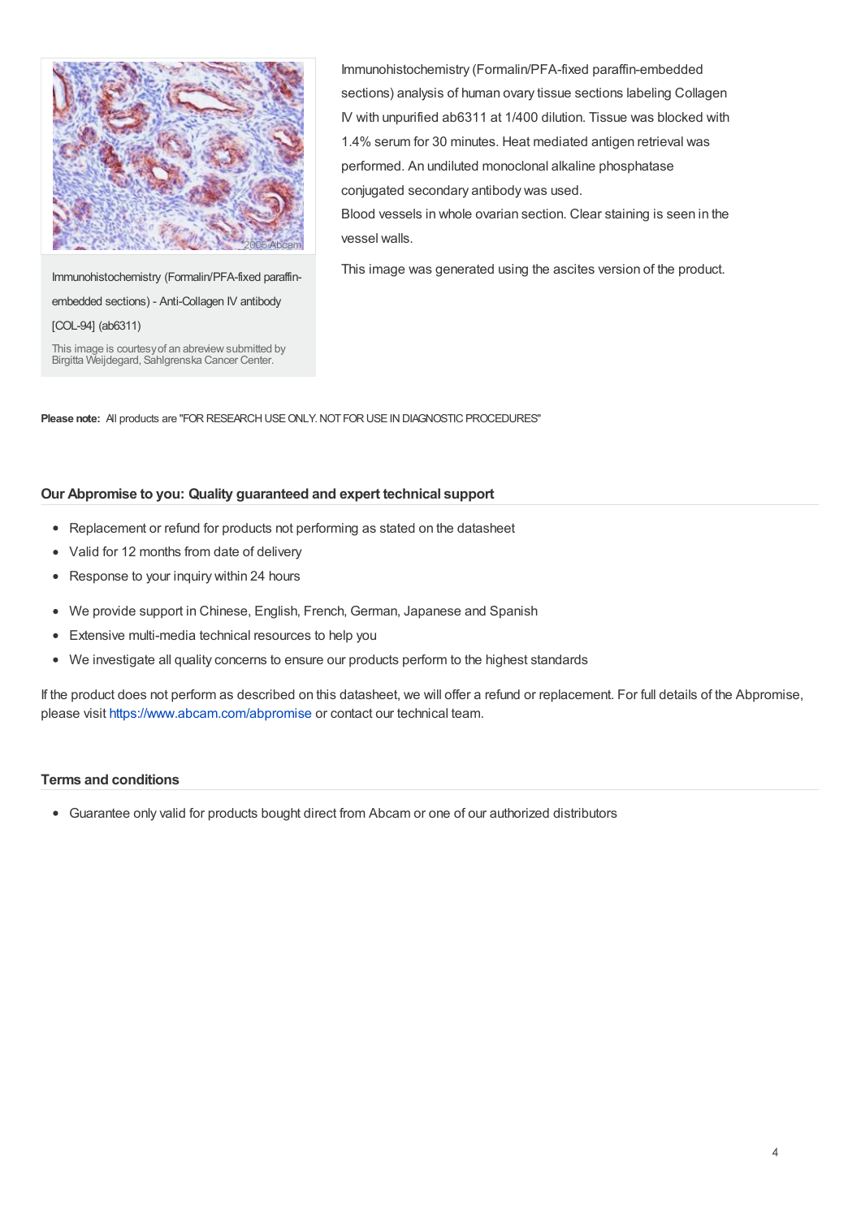Immunohistochemistry (Formalin/PFA-fixed paraffin-embedded sections) - Anti-Collagen IV antibody [COL-94] (ab6311)

This image is courtesy of an abreview submitted by Birgitta Weijdegard, Sahlgrenska Cancer Center.

Immunohistochemistry (Formalin/PFA-fixed paraffin-embedded sections) analysis of human ovary tissue sections labeling Collagen IV with unpurified ab6311 at 1/400 dilution. Tissue was blocked with 1.4% serum for 30 minutes. Heat mediated antigen retrieval was performed. An undiluted monoclonal alkaline phosphatase conjugated secondary antibody was used.

Blood vessels in whole ovarian section. Clear staining is seen in the vessel walls.

This image was generated using the ascites version of the product.

**Please note:** All products are "FOR RESEARCH USE ONLY. NOT FOR USE IN DIAGNOSTIC PROCEDURES"

## Our Abpromise to you: Quality guaranteed and expert technical support

- Replacement or refund for products not performing as stated on the datasheet
- Valid for 12 months from date of delivery
- Response to your inquiry within 24 hours

- We provide support in Chinese, English, French, German, Japanese and Spanish
- Extensive multi-media technical resources to help you
- We investigate all quality concerns to ensure our products perform to the highest standards

If the product does not perform as described on this datasheet, we will offer a refund or replacement. For full details of the Abpromise, please visit https://www.abcam.com/abpromise or contact our technical team.

## Terms and conditions

- Guarantee only valid for products bought direct from Abcam or one of our authorized distributors